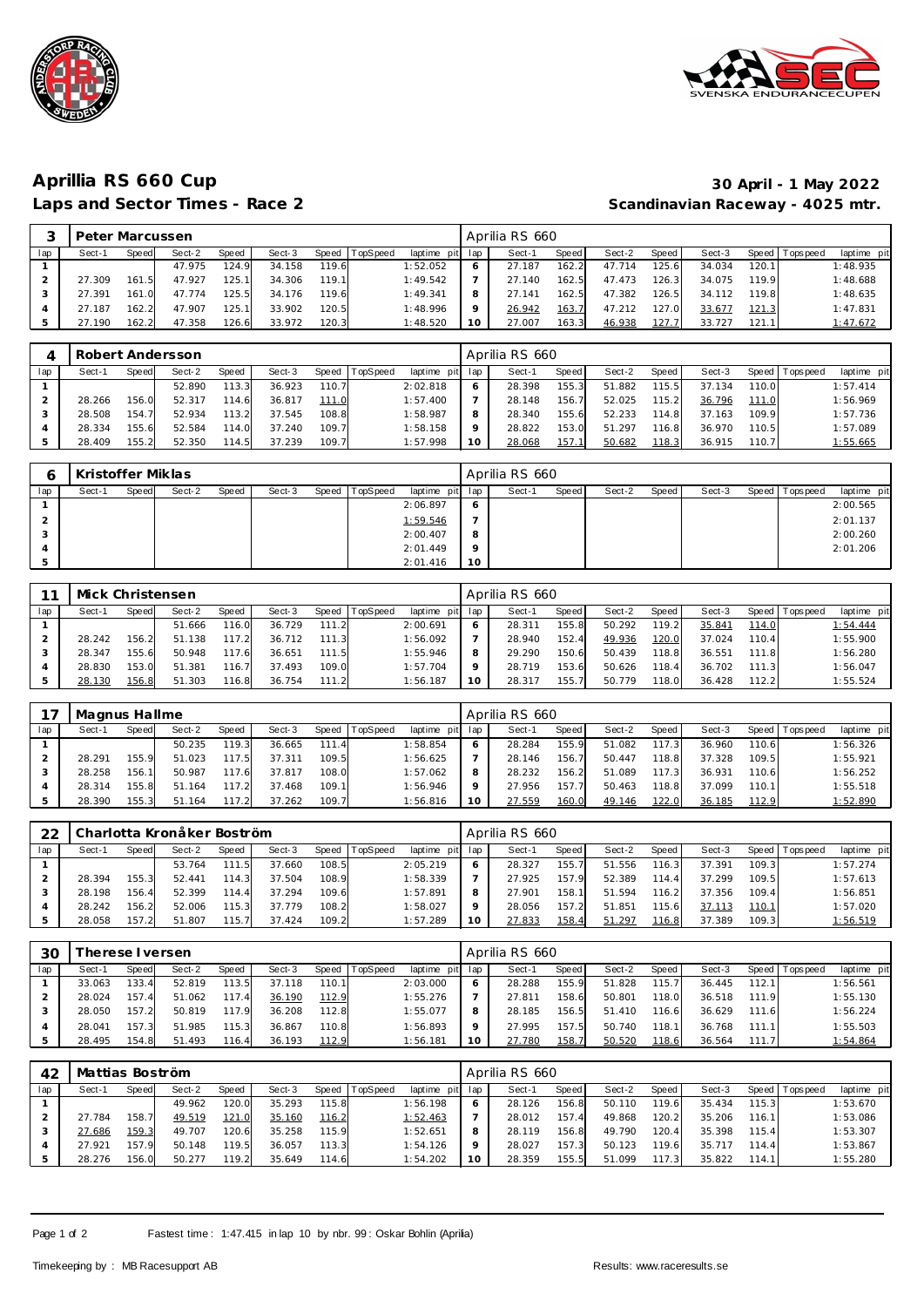# Aprillia RS 660 Cup

## Laps and Sector Times - Race 2

**30 April - 1 May 2022**

**Scandinavian Raceway - 4025 mtr.**

| 3 | Peter Marcussen | | | | | | | | Aprilia RS 660 | | | | | | | | |
|---|---|---|---|---|---|---|---|---|---|---|---|---|---|---|---|---|---|
| lap | Sect-1 | Speed | Sect-2 | Speed | Sect-3 | Speed | TopSpeed | laptime pit | lap | Sect-1 | Speed | Sect-2 | Speed | Sect-3 | Speed | Topspeed | laptime pit |
| 1 | | | 47.975 | 124.9 | 34.158 | 119.6 | | 1:52.052 | 6 | 27.187 | 162.2 | 47.714 | 125.6 | 34.034 | 120.1 | | 1:48.935 |
| 2 | 27.309 | 161.5 | 47.927 | 125.1 | 34.306 | 119.1 | | 1:49.542 | 7 | 27.140 | 162.5 | 47.473 | 126.3 | 34.075 | 119.9 | | 1:48.688 |
| 3 | 27.391 | 161.0 | 47.774 | 125.5 | 34.176 | 119.6 | | 1:49.341 | 8 | 27.141 | 162.5 | 47.382 | 126.5 | 34.112 | 119.8 | | 1:48.635 |
| 4 | 27.187 | 162.2 | 47.907 | 125.1 | 33.902 | 120.5 | | 1:48.996 | 9 | 26.942 | 163.7 | 47.212 | 127.0 | 33.677 | 121.3 | | 1:47.831 |
| 5 | 27.190 | 162.2 | 47.358 | 126.6 | 33.972 | 120.3 | | 1:48.520 | 10 | 27.007 | 163.3 | 46.938 | 127.7 | 33.727 | 121.1 | | 1:47.672 |

| 4 | Robert Andersson | | | | | | | | Aprilia RS 660 | | | | | | | | |
|---|---|---|---|---|---|---|---|---|---|---|---|---|---|---|---|---|---|
| lap | Sect-1 | Speed | Sect-2 | Speed | Sect-3 | Speed | TopSpeed | laptime pit | lap | Sect-1 | Speed | Sect-2 | Speed | Sect-3 | Speed | Topspeed | laptime pit |
| 1 | | | 52.890 | 113.3 | 36.923 | 110.7 | | 2:02.818 | 6 | 28.398 | 155.3 | 51.882 | 115.5 | 37.134 | 110.0 | | 1:57.414 |
| 2 | 28.266 | 156.0 | 52.317 | 114.6 | 36.817 | 111.0 | | 1:57.400 | 7 | 28.148 | 156.7 | 52.025 | 115.2 | 36.796 | 111.0 | | 1:56.969 |
| 3 | 28.508 | 154.7 | 52.934 | 113.2 | 37.545 | 108.8 | | 1:58.987 | 8 | 28.340 | 155.6 | 52.233 | 114.8 | 37.163 | 109.9 | | 1:57.736 |
| 4 | 28.334 | 155.6 | 52.584 | 114.0 | 37.240 | 109.7 | | 1:58.158 | 9 | 28.822 | 153.0 | 51.297 | 116.8 | 36.970 | 110.5 | | 1:57.089 |
| 5 | 28.409 | 155.2 | 52.350 | 114.5 | 37.239 | 109.7 | | 1:57.998 | 10 | 28.068 | 157.1 | 50.682 | 118.3 | 36.915 | 110.7 | | 1:55.665 |

| 6 | Kristoffer Miklas | | | | | | | | Aprilia RS 660 | | | | | | | | |
|---|---|---|---|---|---|---|---|---|---|---|---|---|---|---|---|---|---|
| lap | Sect-1 | Speed | Sect-2 | Speed | Sect-3 | Speed | TopSpeed | laptime pit | lap | Sect-1 | Speed | Sect-2 | Speed | Sect-3 | Speed | Topspeed | laptime pit |
| 1 | | | | | | | | 2:06.897 | 6 | | | | | | | | 2:00.565 |
| 2 | | | | | | | | 1:59.546 | 7 | | | | | | | | 2:01.137 |
| 3 | | | | | | | | 2:00.407 | 8 | | | | | | | | 2:00.260 |
| 4 | | | | | | | | 2:01.449 | 9 | | | | | | | | 2:01.206 |
| 5 | | | | | | | | 2:01.416 | 10 | | | | | | | | |

| 11 | Mick Christensen | | | | | | | | Aprilia RS 660 | | | | | | | | |
|---|---|---|---|---|---|---|---|---|---|---|---|---|---|---|---|---|---|
| lap | Sect-1 | Speed | Sect-2 | Speed | Sect-3 | Speed | TopSpeed | laptime pit | lap | Sect-1 | Speed | Sect-2 | Speed | Sect-3 | Speed | Topspeed | laptime pit |
| 1 | | | 51.666 | 116.0 | 36.729 | 111.2 | | 2:00.691 | 6 | 28.311 | 155.8 | 50.292 | 119.2 | 35.841 | 114.0 | | 1:54.444 |
| 2 | 28.242 | 156.2 | 51.138 | 117.2 | 36.712 | 111.3 | | 1:56.092 | 7 | 28.940 | 152.4 | 49.936 | 120.0 | 37.024 | 110.4 | | 1:55.900 |
| 3 | 28.347 | 155.6 | 50.948 | 117.6 | 36.651 | 111.5 | | 1:55.946 | 8 | 29.290 | 150.6 | 50.439 | 118.8 | 36.551 | 111.8 | | 1:56.280 |
| 4 | 28.830 | 153.0 | 51.381 | 116.7 | 37.493 | 109.0 | | 1:57.704 | 9 | 28.719 | 153.6 | 50.626 | 118.4 | 36.702 | 111.3 | | 1:56.047 |
| 5 | 28.130 | 156.8 | 51.303 | 116.8 | 36.754 | 111.2 | | 1:56.187 | 10 | 28.317 | 155.7 | 50.779 | 118.0 | 36.428 | 112.2 | | 1:55.524 |

| 17 | Magnus Hallme | | | | | | | | Aprilia RS 660 | | | | | | | | |
|---|---|---|---|---|---|---|---|---|---|---|---|---|---|---|---|---|---|
| lap | Sect-1 | Speed | Sect-2 | Speed | Sect-3 | Speed | TopSpeed | laptime pit | lap | Sect-1 | Speed | Sect-2 | Speed | Sect-3 | Speed | Topspeed | laptime pit |
| 1 | | | 50.235 | 119.3 | 36.665 | 111.4 | | 1:58.854 | 6 | 28.284 | 155.9 | 51.082 | 117.3 | 36.960 | 110.6 | | 1:56.326 |
| 2 | 28.291 | 155.9 | 51.023 | 117.5 | 37.311 | 109.5 | | 1:56.625 | 7 | 28.146 | 156.7 | 50.447 | 118.8 | 37.328 | 109.5 | | 1:55.921 |
| 3 | 28.258 | 156.1 | 50.987 | 117.6 | 37.817 | 108.0 | | 1:57.062 | 8 | 28.232 | 156.2 | 51.089 | 117.3 | 36.931 | 110.6 | | 1:56.252 |
| 4 | 28.314 | 155.8 | 51.164 | 117.2 | 37.468 | 109.1 | | 1:56.946 | 9 | 27.956 | 157.7 | 50.463 | 118.8 | 37.099 | 110.1 | | 1:55.518 |
| 5 | 28.390 | 155.3 | 51.164 | 117.2 | 37.262 | 109.7 | | 1:56.816 | 10 | 27.559 | 160.0 | 49.146 | 122.0 | 36.185 | 112.9 | | 1:52.890 |

| 22 | Charlotta Kronåker Boström | | | | | | | | Aprilia RS 660 | | | | | | | | |
|---|---|---|---|---|---|---|---|---|---|---|---|---|---|---|---|---|---|
| lap | Sect-1 | Speed | Sect-2 | Speed | Sect-3 | Speed | TopSpeed | laptime pit | lap | Sect-1 | Speed | Sect-2 | Speed | Sect-3 | Speed | Topspeed | laptime pit |
| 1 | | | 53.764 | 111.5 | 37.660 | 108.5 | | 2:05.219 | 6 | 28.327 | 155.7 | 51.556 | 116.3 | 37.391 | 109.3 | | 1:57.274 |
| 2 | 28.394 | 155.3 | 52.441 | 114.3 | 37.504 | 108.9 | | 1:58.339 | 7 | 27.925 | 157.9 | 52.389 | 114.4 | 37.299 | 109.5 | | 1:57.613 |
| 3 | 28.198 | 156.4 | 52.399 | 114.4 | 37.294 | 109.6 | | 1:57.891 | 8 | 27.901 | 158.1 | 51.594 | 116.2 | 37.356 | 109.4 | | 1:56.851 |
| 4 | 28.242 | 156.2 | 52.006 | 115.3 | 37.779 | 108.2 | | 1:58.027 | 9 | 28.056 | 157.2 | 51.851 | 115.6 | 37.113 | 110.1 | | 1:57.020 |
| 5 | 28.058 | 157.2 | 51.807 | 115.7 | 37.424 | 109.2 | | 1:57.289 | 10 | 27.833 | 158.4 | 51.297 | 116.8 | 37.389 | 109.3 | | 1:56.519 |

| 30 | Therese Iversen | | | | | | | | Aprilia RS 660 | | | | | | | | |
|---|---|---|---|---|---|---|---|---|---|---|---|---|---|---|---|---|---|
| lap | Sect-1 | Speed | Sect-2 | Speed | Sect-3 | Speed | TopSpeed | laptime pit | lap | Sect-1 | Speed | Sect-2 | Speed | Sect-3 | Speed | Topspeed | laptime pit |
| 1 | 33.063 | 133.4 | 52.819 | 113.5 | 37.118 | 110.1 | | 2:03.000 | 6 | 28.288 | 155.9 | 51.828 | 115.7 | 36.445 | 112.1 | | 1:56.561 |
| 2 | 28.024 | 157.4 | 51.062 | 117.4 | 36.190 | 112.9 | | 1:55.276 | 7 | 27.811 | 158.6 | 50.801 | 118.0 | 36.518 | 111.9 | | 1:55.130 |
| 3 | 28.050 | 157.2 | 50.819 | 117.9 | 36.208 | 112.8 | | 1:55.077 | 8 | 28.185 | 156.5 | 51.410 | 116.6 | 36.629 | 111.6 | | 1:56.224 |
| 4 | 28.041 | 157.3 | 51.985 | 115.3 | 36.867 | 110.8 | | 1:56.893 | 9 | 27.995 | 157.5 | 50.740 | 118.1 | 36.768 | 111.1 | | 1:55.503 |
| 5 | 28.495 | 154.8 | 51.493 | 116.4 | 36.193 | 112.9 | | 1:56.181 | 10 | 27.780 | 158.7 | 50.520 | 118.6 | 36.564 | 111.7 | | 1:54.864 |

| 42 | Mattias Boström | | | | | | | | Aprilia RS 660 | | | | | | | | |
|---|---|---|---|---|---|---|---|---|---|---|---|---|---|---|---|---|---|
| lap | Sect-1 | Speed | Sect-2 | Speed | Sect-3 | Speed | TopSpeed | laptime pit | lap | Sect-1 | Speed | Sect-2 | Speed | Sect-3 | Speed | Topspeed | laptime pit |
| 1 | | | 49.962 | 120.0 | 35.293 | 115.8 | | 1:56.198 | 6 | 28.126 | 156.8 | 50.110 | 119.6 | 35.434 | 115.3 | | 1:53.670 |
| 2 | 27.784 | 158.7 | 49.519 | 121.0 | 35.160 | 116.2 | | 1:52.463 | 7 | 28.012 | 157.4 | 49.868 | 120.2 | 35.206 | 116.1 | | 1:53.086 |
| 3 | 27.686 | 159.3 | 49.707 | 120.6 | 35.258 | 115.9 | | 1:52.651 | 8 | 28.119 | 156.8 | 49.790 | 120.4 | 35.398 | 115.4 | | 1:53.307 |
| 4 | 27.921 | 157.9 | 50.148 | 119.5 | 36.057 | 113.3 | | 1:54.126 | 9 | 28.027 | 157.3 | 50.123 | 119.6 | 35.717 | 114.4 | | 1:53.867 |
| 5 | 28.276 | 156.0 | 50.277 | 119.2 | 35.649 | 114.6 | | 1:54.202 | 10 | 28.359 | 155.5 | 51.099 | 117.3 | 35.822 | 114.1 | | 1:55.280 |

Fastest time : 1:47.415 in lap 10 by nbr. 99 : Oskar Bohlin (Aprilia)

Timekeeping by : MB Racesupport AB

Results: www.raceresults.se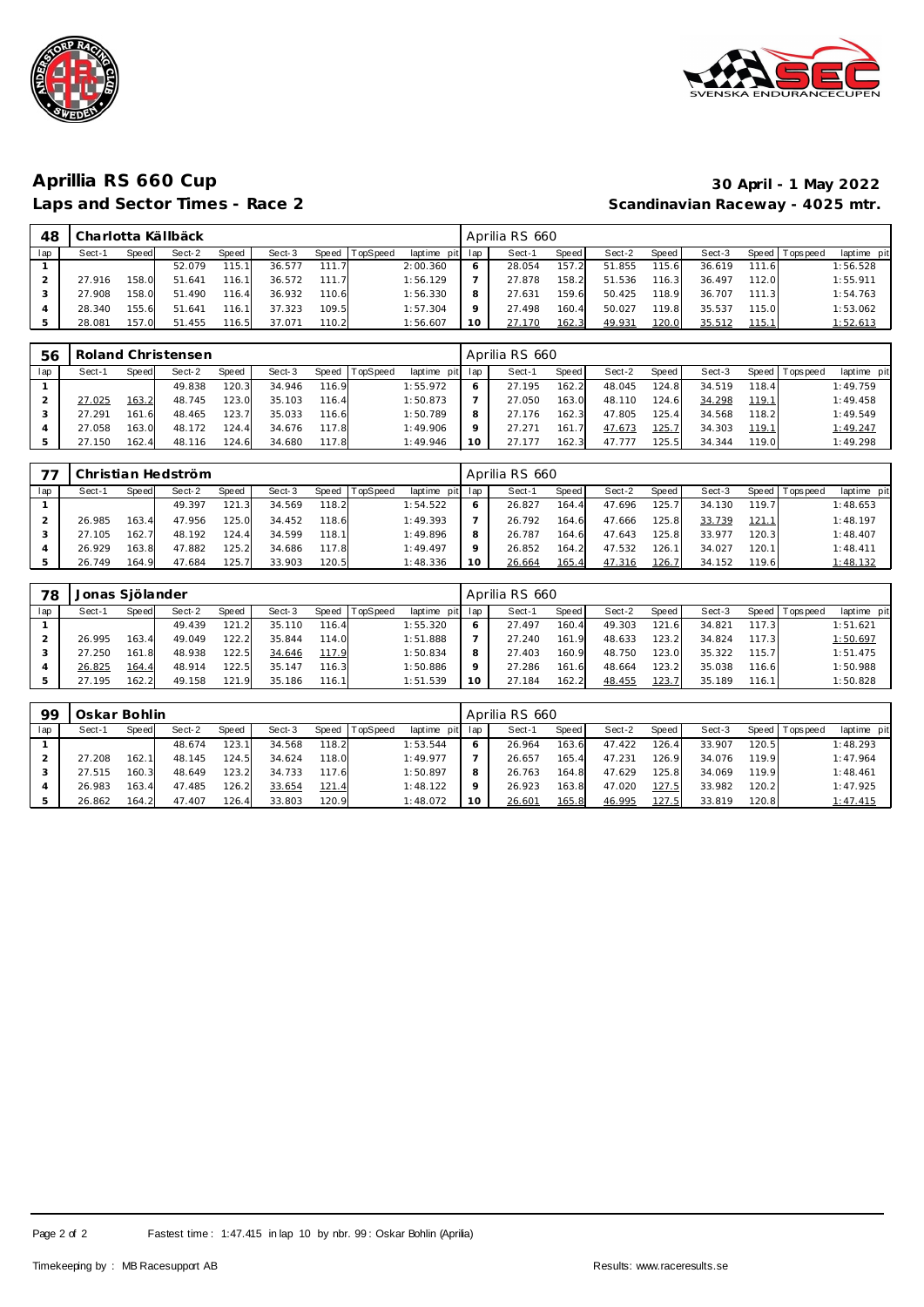## Aprillia RS 660 Cup

### Laps and Sector Times - Race 2

**30 April - 1 May 2022**

**Scandinavian Raceway - 4025 mtr.**

| 48 | Charlotta Källbäck | | | | | | | | Aprilia RS 660 | | | | | | | | |
|---|---|---|---|---|---|---|---|---|---|---|---|---|---|---|---|---|---|
| lap | Sect-1 | Speed | Sect-2 | Speed | Sect-3 | Speed | TopSpeed | laptime pit | lap | Sect-1 | Speed | Sect-2 | Speed | Sect-3 | Speed | Topspeed | laptime pit |
| 1 | | | 52.079 | 115.1 | 36.577 | 111.7 | | 2:00.360 | 6 | 28.054 | 157.2 | 51.855 | 115.6 | 36.619 | 111.6 | | 1:56.528 |
| 2 | 27.916 | 158.0 | 51.641 | 116.1 | 36.572 | 111.7 | | 1:56.129 | 7 | 27.878 | 158.2 | 51.536 | 116.3 | 36.497 | 112.0 | | 1:55.911 |
| 3 | 27.908 | 158.0 | 51.490 | 116.4 | 36.932 | 110.6 | | 1:56.330 | 8 | 27.631 | 159.6 | 50.425 | 118.9 | 36.707 | 111.3 | | 1:54.763 |
| 4 | 28.340 | 155.6 | 51.641 | 116.1 | 37.323 | 109.5 | | 1:57.304 | 9 | 27.498 | 160.4 | 50.027 | 119.8 | 35.537 | 115.0 | | 1:53.062 |
| 5 | 28.081 | 157.0 | 51.455 | 116.5 | 37.071 | 110.2 | | 1:56.607 | 10 | 27.170 | 162.3 | 49.931 | 120.0 | 35.512 | 115.1 | | 1:52.613 |

| 56 | Roland Christensen | | | | | | | | Aprilia RS 660 | | | | | | | | |
|---|---|---|---|---|---|---|---|---|---|---|---|---|---|---|---|---|---|
| lap | Sect-1 | Speed | Sect-2 | Speed | Sect-3 | Speed | TopSpeed | laptime pit | lap | Sect-1 | Speed | Sect-2 | Speed | Sect-3 | Speed | Topspeed | laptime pit |
| 1 | | | 49.838 | 120.3 | 34.946 | 116.9 | | 1:55.972 | 6 | 27.195 | 162.2 | 48.045 | 124.8 | 34.519 | 118.4 | | 1:49.759 |
| 2 | 27.025 | 163.2 | 48.745 | 123.0 | 35.103 | 116.4 | | 1:50.873 | 7 | 27.050 | 163.0 | 48.110 | 124.6 | 34.298 | 119.1 | | 1:49.458 |
| 3 | 27.291 | 161.6 | 48.465 | 123.7 | 35.033 | 116.6 | | 1:50.789 | 8 | 27.176 | 162.3 | 47.805 | 125.4 | 34.568 | 118.2 | | 1:49.549 |
| 4 | 27.058 | 163.0 | 48.172 | 124.4 | 34.676 | 117.8 | | 1:49.906 | 9 | 27.271 | 161.7 | 47.673 | 125.7 | 34.303 | 119.1 | | 1:49.247 |
| 5 | 27.150 | 162.4 | 48.116 | 124.6 | 34.680 | 117.8 | | 1:49.946 | 10 | 27.177 | 162.3 | 47.777 | 125.5 | 34.344 | 119.0 | | 1:49.298 |

| 77 | Christian Hedström | | | | | | | | Aprilia RS 660 | | | | | | | | |
|---|---|---|---|---|---|---|---|---|---|---|---|---|---|---|---|---|---|
| lap | Sect-1 | Speed | Sect-2 | Speed | Sect-3 | Speed | TopSpeed | laptime pit | lap | Sect-1 | Speed | Sect-2 | Speed | Sect-3 | Speed | Topspeed | laptime pit |
| 1 | | | 49.397 | 121.3 | 34.569 | 118.2 | | 1:54.522 | 6 | 26.827 | 164.4 | 47.696 | 125.7 | 34.130 | 119.7 | | 1:48.653 |
| 2 | 26.985 | 163.4 | 47.956 | 125.0 | 34.452 | 118.6 | | 1:49.393 | 7 | 26.792 | 164.6 | 47.666 | 125.8 | 33.739 | 121.1 | | 1:48.197 |
| 3 | 27.105 | 162.7 | 48.192 | 124.4 | 34.599 | 118.1 | | 1:49.896 | 8 | 26.787 | 164.6 | 47.643 | 125.8 | 33.977 | 120.3 | | 1:48.407 |
| 4 | 26.929 | 163.8 | 47.882 | 125.2 | 34.686 | 117.8 | | 1:49.497 | 9 | 26.852 | 164.2 | 47.532 | 126.1 | 34.027 | 120.1 | | 1:48.411 |
| 5 | 26.749 | 164.9 | 47.684 | 125.7 | 33.903 | 120.5 | | 1:48.336 | 10 | 26.664 | 165.4 | 47.316 | 126.7 | 34.152 | 119.6 | | 1:48.132 |

| 78 | Jonas Sjölander | | | | | | | | Aprilia RS 660 | | | | | | | | |
|---|---|---|---|---|---|---|---|---|---|---|---|---|---|---|---|---|---|
| lap | Sect-1 | Speed | Sect-2 | Speed | Sect-3 | Speed | TopSpeed | laptime pit | lap | Sect-1 | Speed | Sect-2 | Speed | Sect-3 | Speed | Topspeed | laptime pit |
| 1 | | | 49.439 | 121.2 | 35.110 | 116.4 | | 1:55.320 | 6 | 27.497 | 160.4 | 49.303 | 121.6 | 34.821 | 117.3 | | 1:51.621 |
| 2 | 26.995 | 163.4 | 49.049 | 122.2 | 35.844 | 114.0 | | 1:51.888 | 7 | 27.240 | 161.9 | 48.633 | 123.2 | 34.824 | 117.3 | | 1:50.697 |
| 3 | 27.250 | 161.8 | 48.938 | 122.5 | 34.646 | 117.9 | | 1:50.834 | 8 | 27.403 | 160.9 | 48.750 | 123.0 | 35.322 | 115.7 | | 1:51.475 |
| 4 | 26.825 | 164.4 | 48.914 | 122.5 | 35.147 | 116.3 | | 1:50.886 | 9 | 27.286 | 161.6 | 48.664 | 123.2 | 35.038 | 116.6 | | 1:50.988 |
| 5 | 27.195 | 162.2 | 49.158 | 121.9 | 35.186 | 116.1 | | 1:51.539 | 10 | 27.184 | 162.2 | 48.455 | 123.7 | 35.189 | 116.1 | | 1:50.828 |

| 99 | Oskar Bohlin | | | | | | | | Aprilia RS 660 | | | | | | | | |
|---|---|---|---|---|---|---|---|---|---|---|---|---|---|---|---|---|---|
| lap | Sect-1 | Speed | Sect-2 | Speed | Sect-3 | Speed | TopSpeed | laptime pit | lap | Sect-1 | Speed | Sect-2 | Speed | Sect-3 | Speed | Topspeed | laptime pit |
| 1 | | | 48.674 | 123.1 | 34.568 | 118.2 | | 1:53.544 | 6 | 26.964 | 163.6 | 47.422 | 126.4 | 33.907 | 120.5 | | 1:48.293 |
| 2 | 27.208 | 162.1 | 48.145 | 124.5 | 34.624 | 118.0 | | 1:49.977 | 7 | 26.657 | 165.4 | 47.231 | 126.9 | 34.076 | 119.9 | | 1:47.964 |
| 3 | 27.515 | 160.3 | 48.649 | 123.2 | 34.733 | 117.6 | | 1:50.897 | 8 | 26.763 | 164.8 | 47.629 | 125.8 | 34.069 | 119.9 | | 1:48.461 |
| 4 | 26.983 | 163.4 | 47.485 | 126.2 | 33.654 | 121.4 | | 1:48.122 | 9 | 26.923 | 163.8 | 47.020 | 127.5 | 33.982 | 120.2 | | 1:47.925 |
| 5 | 26.862 | 164.2 | 47.407 | 126.4 | 33.803 | 120.9 | | 1:48.072 | 10 | 26.601 | 165.8 | 46.995 | 127.5 | 33.819 | 120.8 | | 1:47.415 |

Fastest time : 1:47.415 in lap 10 by nbr. 99 : Oskar Bohlin (Aprilia)

Timekeeping by : MB Racesupport AB

Results: www.raceresults.se